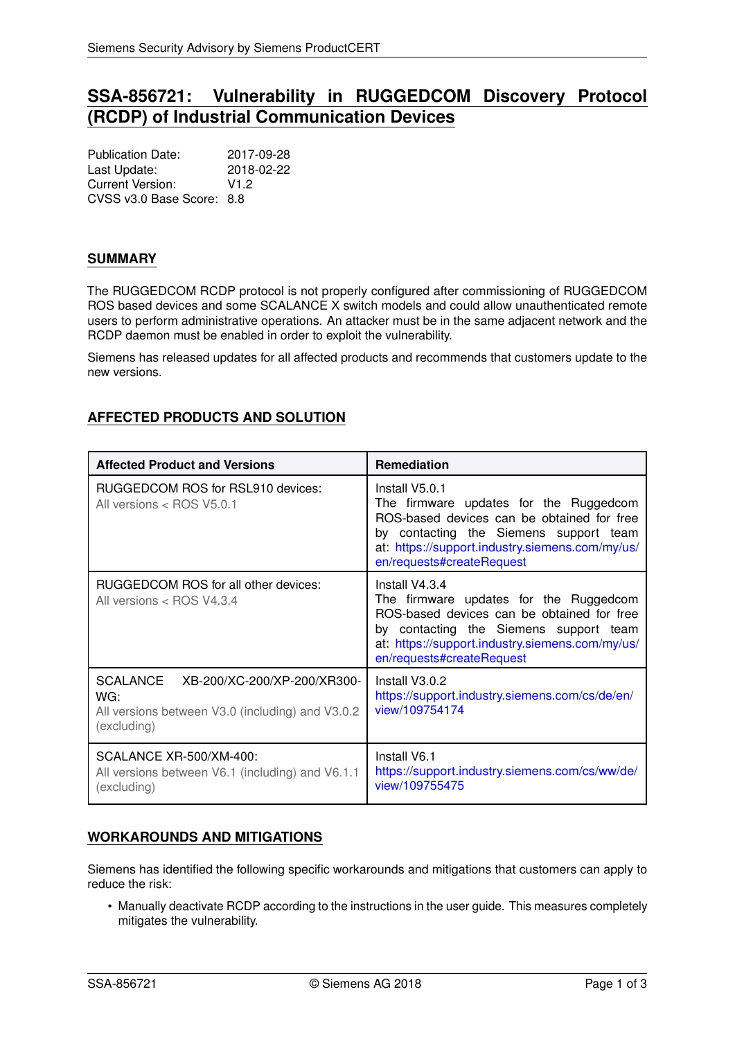# SSA-856721: Vulnerability in RUGGEDCOM Discovery Protocol (RCDP) of Industrial Communication Devices

Publication Date: 2017-09-28
Last Update: 2018-02-22
Current Version: V1.2
CVSS v3.0 Base Score: 8.8

## SUMMARY

The RUGGEDCOM RCDP protocol is not properly configured after commissioning of RUGGEDCOM ROS based devices and some SCALANCE X switch models and could allow unauthenticated remote users to perform administrative operations. An attacker must be in the same adjacent network and the RCDP daemon must be enabled in order to exploit the vulnerability.

Siemens has released updates for all affected products and recommends that customers update to the new versions.

## AFFECTED PRODUCTS AND SOLUTION

| Affected Product and Versions | Remediation |
|---|---|
| RUGGEDCOM ROS for RSL910 devices: All versions < ROS V5.0.1 | Install V5.0.1 The firmware updates for the Ruggedcom ROS-based devices can be obtained for free by contacting the Siemens support team at: https://support.industry.siemens.com/my/us/en/requests#createRequest |
| RUGGEDCOM ROS for all other devices: All versions < ROS V4.3.4 | Install V4.3.4 The firmware updates for the Ruggedcom ROS-based devices can be obtained for free by contacting the Siemens support team at: https://support.industry.siemens.com/my/us/en/requests#createRequest |
| SCALANCE XB-200/XC-200/XP-200/XR300-WG: All versions between V3.0 (including) and V3.0.2 (excluding) | Install V3.0.2 https://support.industry.siemens.com/cs/de/en/view/109754174 |
| SCALANCE XR-500/XM-400: All versions between V6.1 (including) and V6.1.1 (excluding) | Install V6.1 https://support.industry.siemens.com/cs/ww/de/view/109755475 |

## WORKAROUNDS AND MITIGATIONS

Siemens has identified the following specific workarounds and mitigations that customers can apply to reduce the risk:

- Manually deactivate RCDP according to the instructions in the user guide. This measures completely mitigates the vulnerability.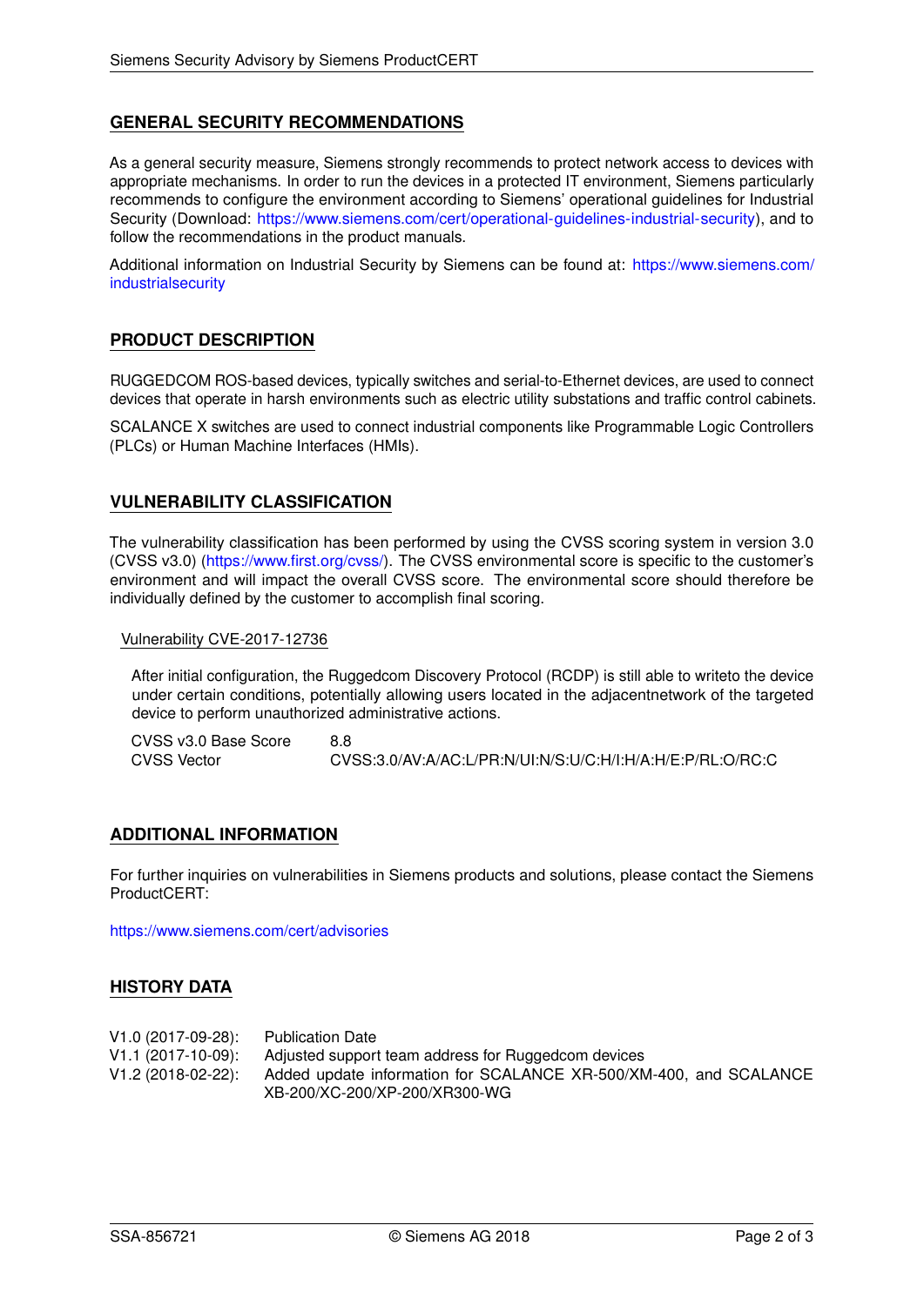## GENERAL SECURITY RECOMMENDATIONS

As a general security measure, Siemens strongly recommends to protect network access to devices with appropriate mechanisms. In order to run the devices in a protected IT environment, Siemens particularly recommends to configure the environment according to Siemens' operational guidelines for Industrial Security (Download: https://www.siemens.com/cert/operational-guidelines-industrial-security), and to follow the recommendations in the product manuals.

Additional information on Industrial Security by Siemens can be found at: https://www.siemens.com/industrialsecurity

## PRODUCT DESCRIPTION

RUGGEDCOM ROS-based devices, typically switches and serial-to-Ethernet devices, are used to connect devices that operate in harsh environments such as electric utility substations and traffic control cabinets.

SCALANCE X switches are used to connect industrial components like Programmable Logic Controllers (PLCs) or Human Machine Interfaces (HMIs).

## VULNERABILITY CLASSIFICATION

The vulnerability classification has been performed by using the CVSS scoring system in version 3.0 (CVSS v3.0) (https://www.first.org/cvss/). The CVSS environmental score is specific to the customer's environment and will impact the overall CVSS score. The environmental score should therefore be individually defined by the customer to accomplish final scoring.

### Vulnerability CVE-2017-12736

After initial configuration, the Ruggedcom Discovery Protocol (RCDP) is still able to writeto the device under certain conditions, potentially allowing users located in the adjacentnetwork of the targeted device to perform unauthorized administrative actions.

| | |
|---|---|
| CVSS v3.0 Base Score | 8.8 |
| CVSS Vector | CVSS:3.0/AV:A/AC:L/PR:N/UI:N/S:U/C:H/I:H/A:H/E:P/RL:O/RC:C |

## ADDITIONAL INFORMATION

For further inquiries on vulnerabilities in Siemens products and solutions, please contact the Siemens ProductCERT:

https://www.siemens.com/cert/advisories

## HISTORY DATA

| | |
|---|---|
| V1.0 (2017-09-28): | Publication Date |
| V1.1 (2017-10-09): | Adjusted support team address for Ruggedcom devices |
| V1.2 (2018-02-22): | Added update information for SCALANCE XR-500/XM-400, and SCALANCE XB-200/XC-200/XP-200/XR300-WG |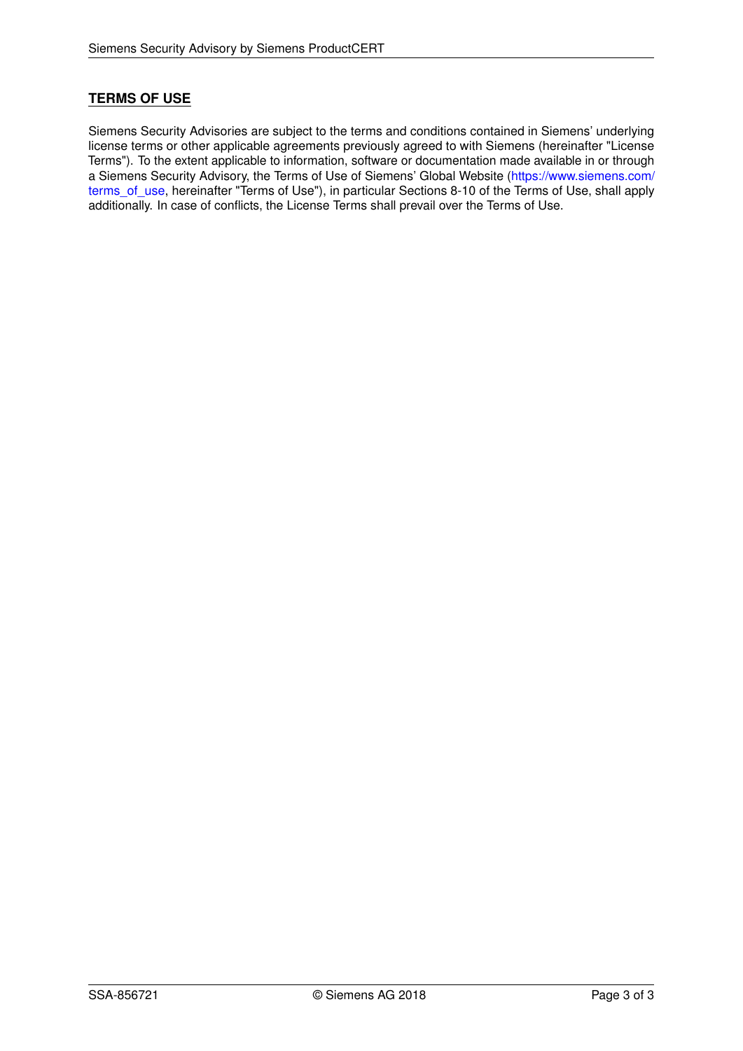## TERMS OF USE

Siemens Security Advisories are subject to the terms and conditions contained in Siemens' underlying license terms or other applicable agreements previously agreed to with Siemens (hereinafter "License Terms"). To the extent applicable to information, software or documentation made available in or through a Siemens Security Advisory, the Terms of Use of Siemens' Global Website (https://www.siemens.com/terms_of_use, hereinafter "Terms of Use"), in particular Sections 8-10 of the Terms of Use, shall apply additionally. In case of conflicts, the License Terms shall prevail over the Terms of Use.